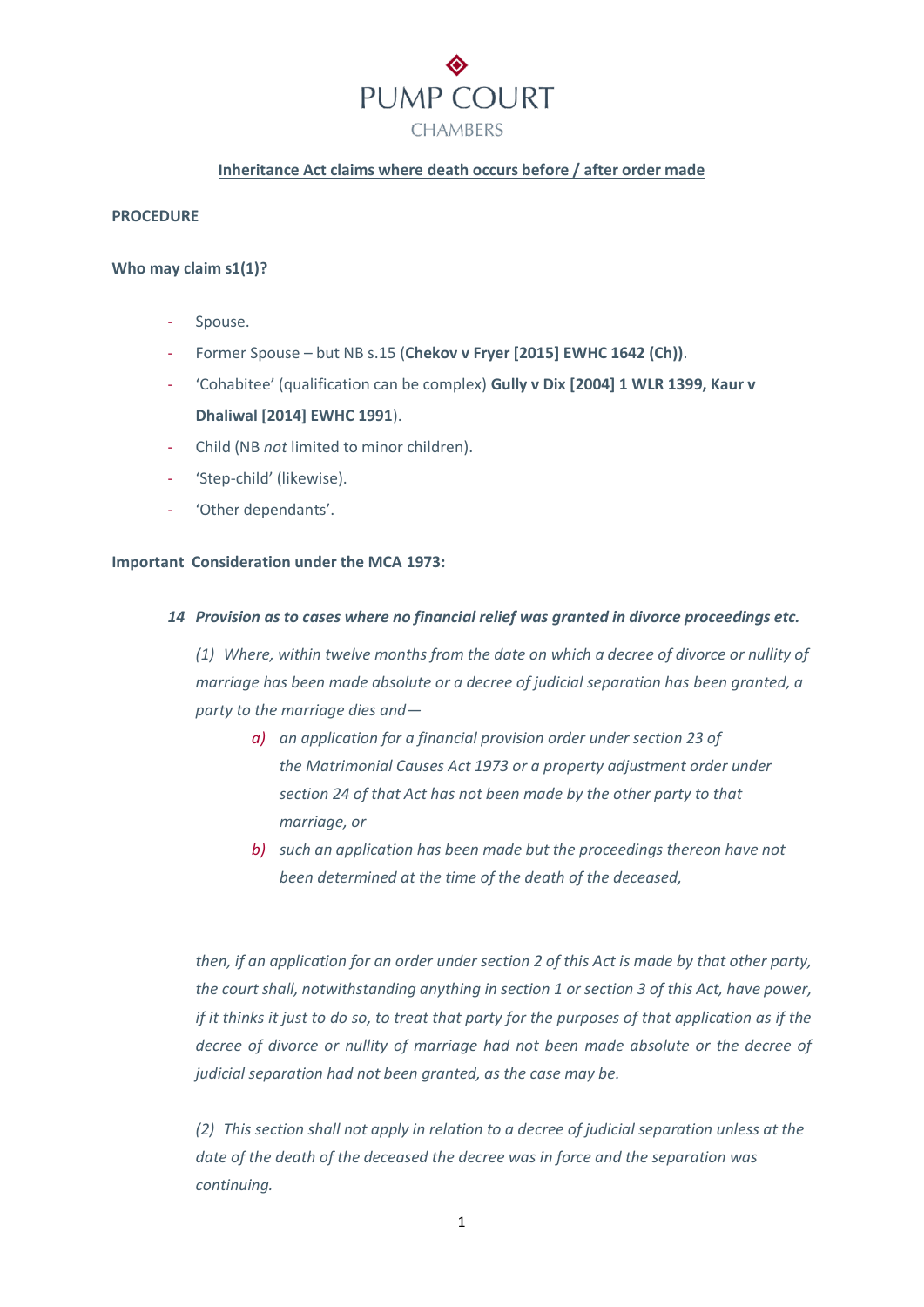# PUMP COURT

CHAMBERS

## Inheritance Act claims where death occurs before / after order made

### PROCEDURE

### Who may claim s1(1)?

- Spouse.
- Former Spouse – but NB s.15 (**Chekov v Fryer [2015] EWHC 1642 (Ch)**).
- 'Cohabitee' (qualification can be complex) **Gully v Dix [2004] 1 WLR 1399, Kaur v Dhaliwal [2014] EWHC 1991**).
- Child (NB *not* limited to minor children).
- 'Step-child' (likewise).
- 'Other dependants'.

### Important Consideration under the MCA 1973:

***14 Provision as to cases where no financial relief was granted in divorce proceedings etc.***

*(1) Where, within twelve months from the date on which a decree of divorce or nullity of marriage has been made absolute or a decree of judicial separation has been granted, a party to the marriage dies and—*

*a) an application for a financial provision order under section 23 of the Matrimonial Causes Act 1973 or a property adjustment order under section 24 of that Act has not been made by the other party to that marriage, or*

*b) such an application has been made but the proceedings thereon have not been determined at the time of the death of the deceased,*

*then, if an application for an order under section 2 of this Act is made by that other party, the court shall, notwithstanding anything in section 1 or section 3 of this Act, have power, if it thinks it just to do so, to treat that party for the purposes of that application as if the decree of divorce or nullity of marriage had not been made absolute or the decree of judicial separation had not been granted, as the case may be.*

*(2) This section shall not apply in relation to a decree of judicial separation unless at the date of the death of the deceased the decree was in force and the separation was continuing.*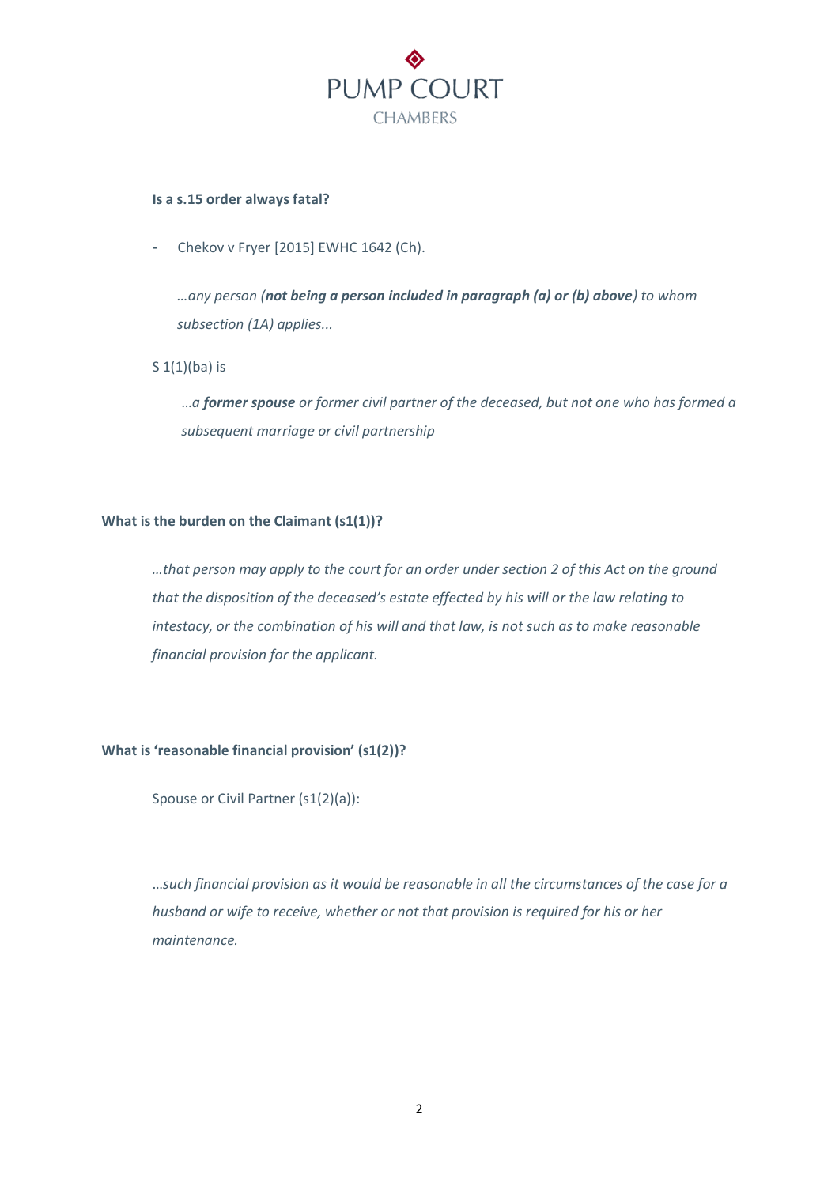**Is a s.15 order always fatal?**

- Chekov v Fryer [2015] EWHC 1642 (Ch).

  *...any person (**not being a person included in paragraph (a) or (b) above**) to whom subsection (1A) applies...*

  S 1(1)(ba) is

  *...a **former spouse** or former civil partner of the deceased, but not one who has formed a subsequent marriage or civil partnership*

**What is the burden on the Claimant (s1(1))?**

*...that person may apply to the court for an order under section 2 of this Act on the ground that the disposition of the deceased's estate effected by his will or the law relating to intestacy, or the combination of his will and that law, is not such as to make reasonable financial provision for the applicant.*

**What is 'reasonable financial provision' (s1(2))?**

Spouse or Civil Partner (s1(2)(a)):

*...such financial provision as it would be reasonable in all the circumstances of the case for a husband or wife to receive, whether or not that provision is required for his or her maintenance.*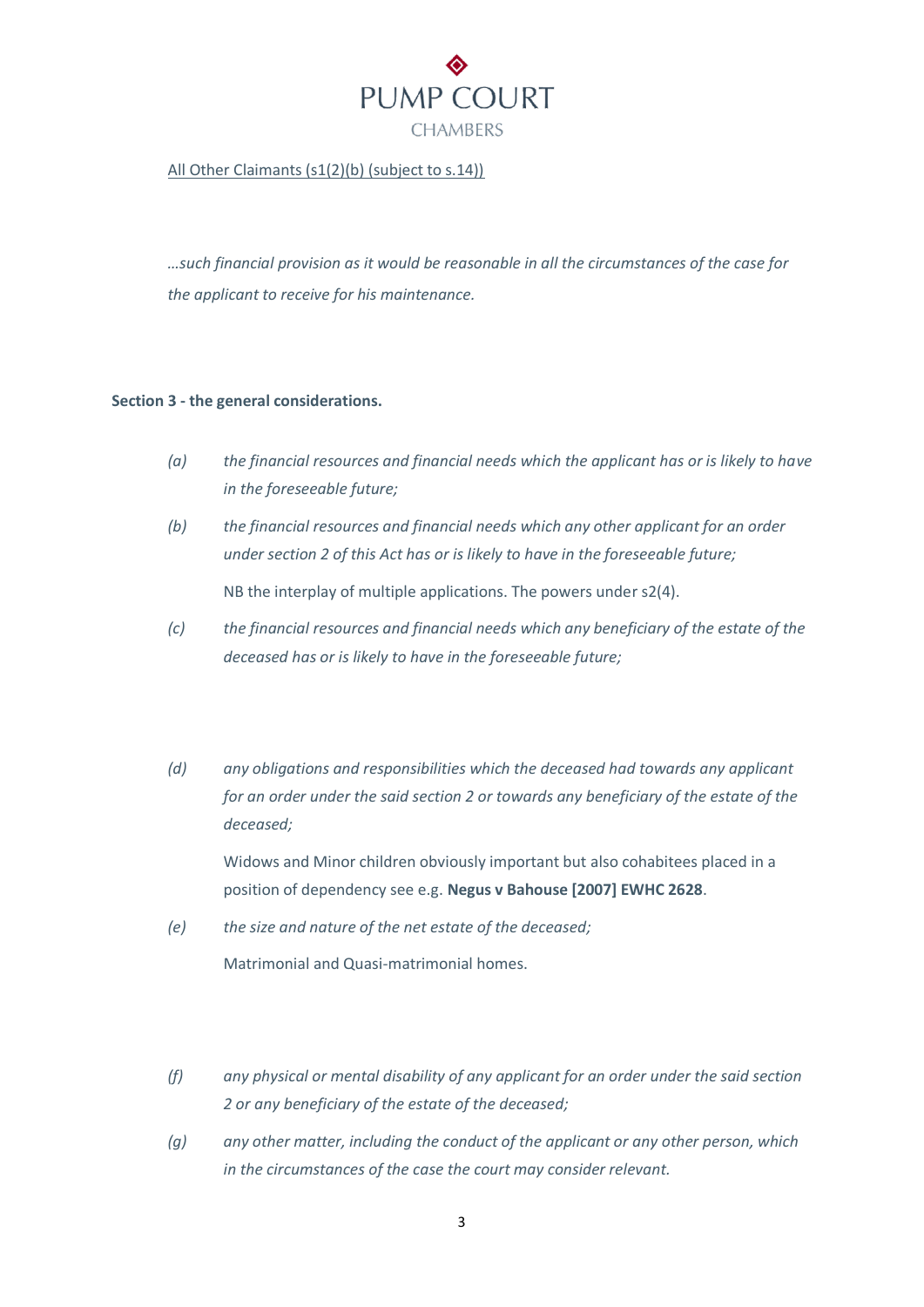<u>All Other Claimants (s1(2)(b) (subject to s.14))</u>

*…such financial provision as it would be reasonable in all the circumstances of the case for the applicant to receive for his maintenance.*

**Section 3 - the general considerations.**

*(a)* *the financial resources and financial needs which the applicant has or is likely to have in the foreseeable future;*

*(b)* *the financial resources and financial needs which any other applicant for an order under section 2 of this Act has or is likely to have in the foreseeable future;*

NB the interplay of multiple applications. The powers under s2(4).

*(c)* *the financial resources and financial needs which any beneficiary of the estate of the deceased has or is likely to have in the foreseeable future;*

*(d)* *any obligations and responsibilities which the deceased had towards any applicant for an order under the said section 2 or towards any beneficiary of the estate of the deceased;*

Widows and Minor children obviously important but also cohabitees placed in a position of dependency see e.g. **Negus v Bahouse [2007] EWHC 2628**.

*(e)* *the size and nature of the net estate of the deceased;*

Matrimonial and Quasi-matrimonial homes.

*(f)* *any physical or mental disability of any applicant for an order under the said section 2 or any beneficiary of the estate of the deceased;*

*(g)* *any other matter, including the conduct of the applicant or any other person, which in the circumstances of the case the court may consider relevant.*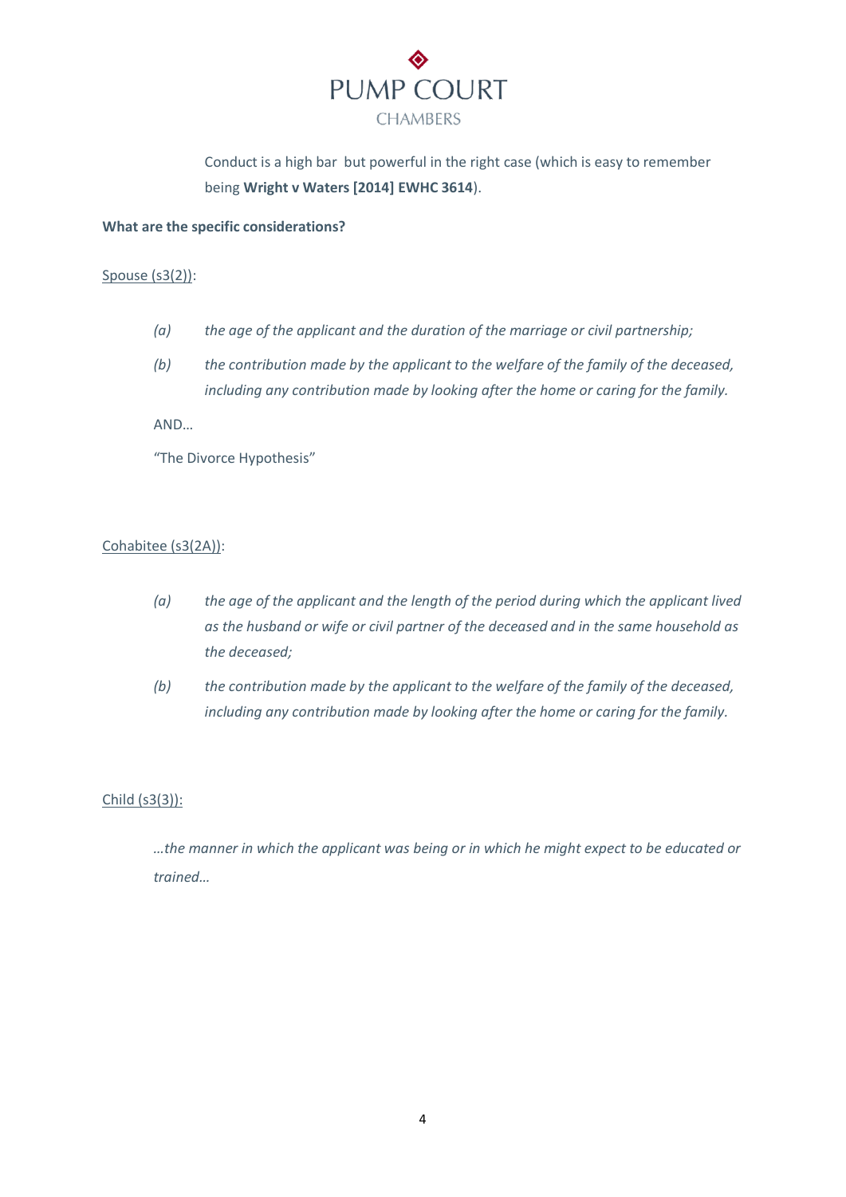Conduct is a high bar but powerful in the right case (which is easy to remember being **Wright v Waters [2014] EWHC 3614**).

**What are the specific considerations?**

<u>Spouse (s3(2))</u>:

*(a)* *the age of the applicant and the duration of the marriage or civil partnership;*

*(b)* *the contribution made by the applicant to the welfare of the family of the deceased, including any contribution made by looking after the home or caring for the family.*

AND…

"The Divorce Hypothesis"

<u>Cohabitee (s3(2A))</u>:

*(a)* *the age of the applicant and the length of the period during which the applicant lived as the husband or wife or civil partner of the deceased and in the same household as the deceased;*

*(b)* *the contribution made by the applicant to the welfare of the family of the deceased, including any contribution made by looking after the home or caring for the family.*

<u>Child (s3(3)):</u>

*…the manner in which the applicant was being or in which he might expect to be educated or trained…*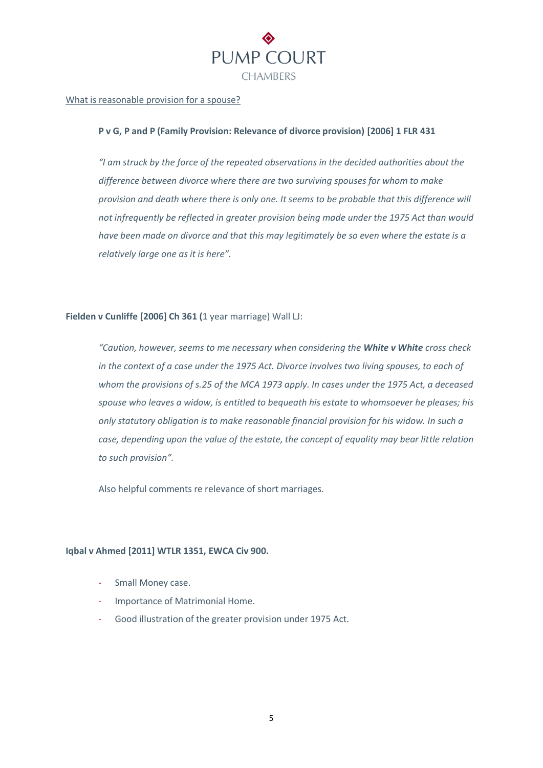<u>What is reasonable provision for a spouse?</u>

**P v G, P and P (Family Provision: Relevance of divorce provision) [2006] 1 FLR 431**

*"I am struck by the force of the repeated observations in the decided authorities about the difference between divorce where there are two surviving spouses for whom to make provision and death where there is only one. It seems to be probable that this difference will not infrequently be reflected in greater provision being made under the 1975 Act than would have been made on divorce and that this may legitimately be so even where the estate is a relatively large one as it is here".*

**Fielden v Cunliffe [2006] Ch 361 (**1 year marriage) Wall LJ:

*"Caution, however, seems to me necessary when considering the **White v White** cross check in the context of a case under the 1975 Act. Divorce involves two living spouses, to each of whom the provisions of s.25 of the MCA 1973 apply. In cases under the 1975 Act, a deceased spouse who leaves a widow, is entitled to bequeath his estate to whomsoever he pleases; his only statutory obligation is to make reasonable financial provision for his widow. In such a case, depending upon the value of the estate, the concept of equality may bear little relation to such provision".*

Also helpful comments re relevance of short marriages.

**Iqbal v Ahmed [2011] WTLR 1351, EWCA Civ 900.**

- Small Money case.
- Importance of Matrimonial Home.
- Good illustration of the greater provision under 1975 Act.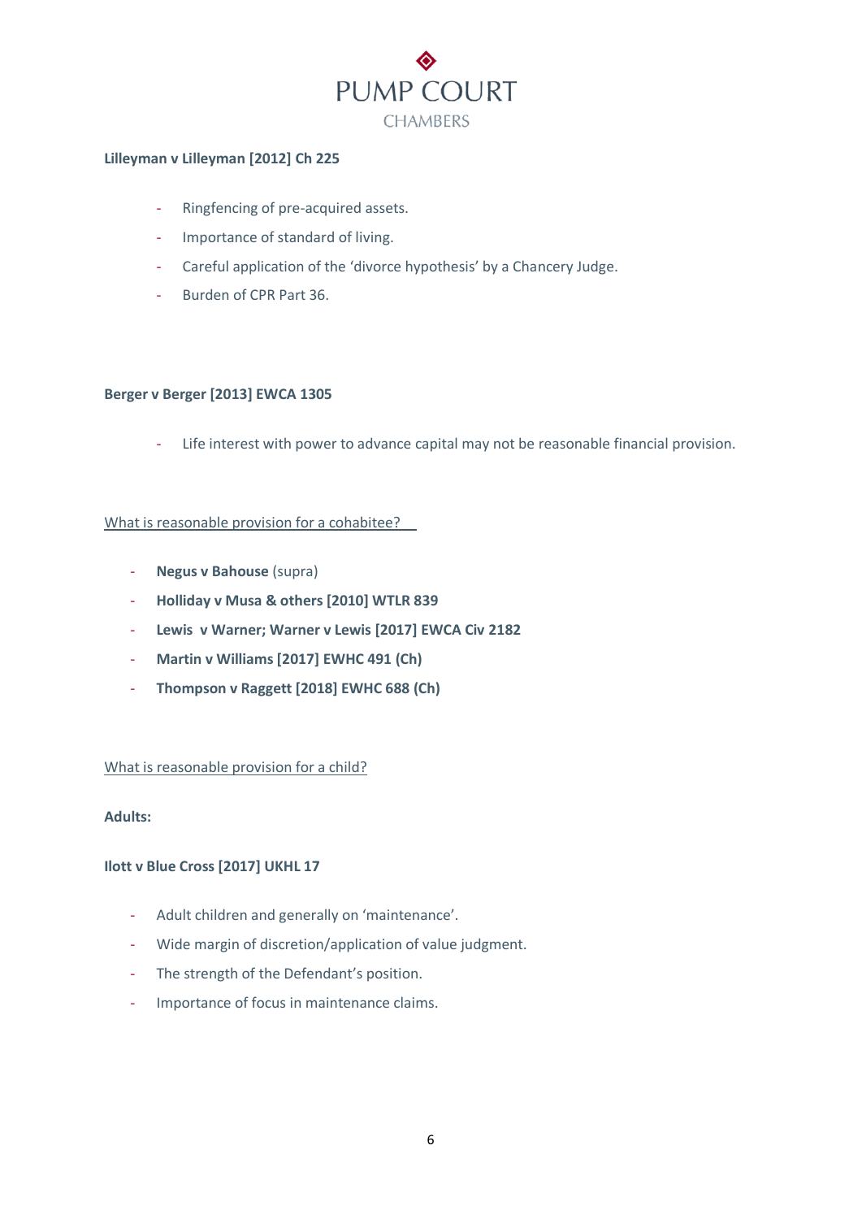**Lilleyman v Lilleyman [2012] Ch 225**

- Ringfencing of pre-acquired assets.
- Importance of standard of living.
- Careful application of the 'divorce hypothesis' by a Chancery Judge.
- Burden of CPR Part 36.

**Berger v Berger [2013] EWCA 1305**

- Life interest with power to advance capital may not be reasonable financial provision.

<u>What is reasonable provision for a cohabitee?</u>

- **Negus v Bahouse** (supra)
- **Holliday v Musa & others [2010] WTLR 839**
- **Lewis v Warner; Warner v Lewis [2017] EWCA Civ 2182**
- **Martin v Williams [2017] EWHC 491 (Ch)**
- **Thompson v Raggett [2018] EWHC 688 (Ch)**

<u>What is reasonable provision for a child?</u>

**Adults:**

**Ilott v Blue Cross [2017] UKHL 17**

- Adult children and generally on 'maintenance'.
- Wide margin of discretion/application of value judgment.
- The strength of the Defendant's position.
- Importance of focus in maintenance claims.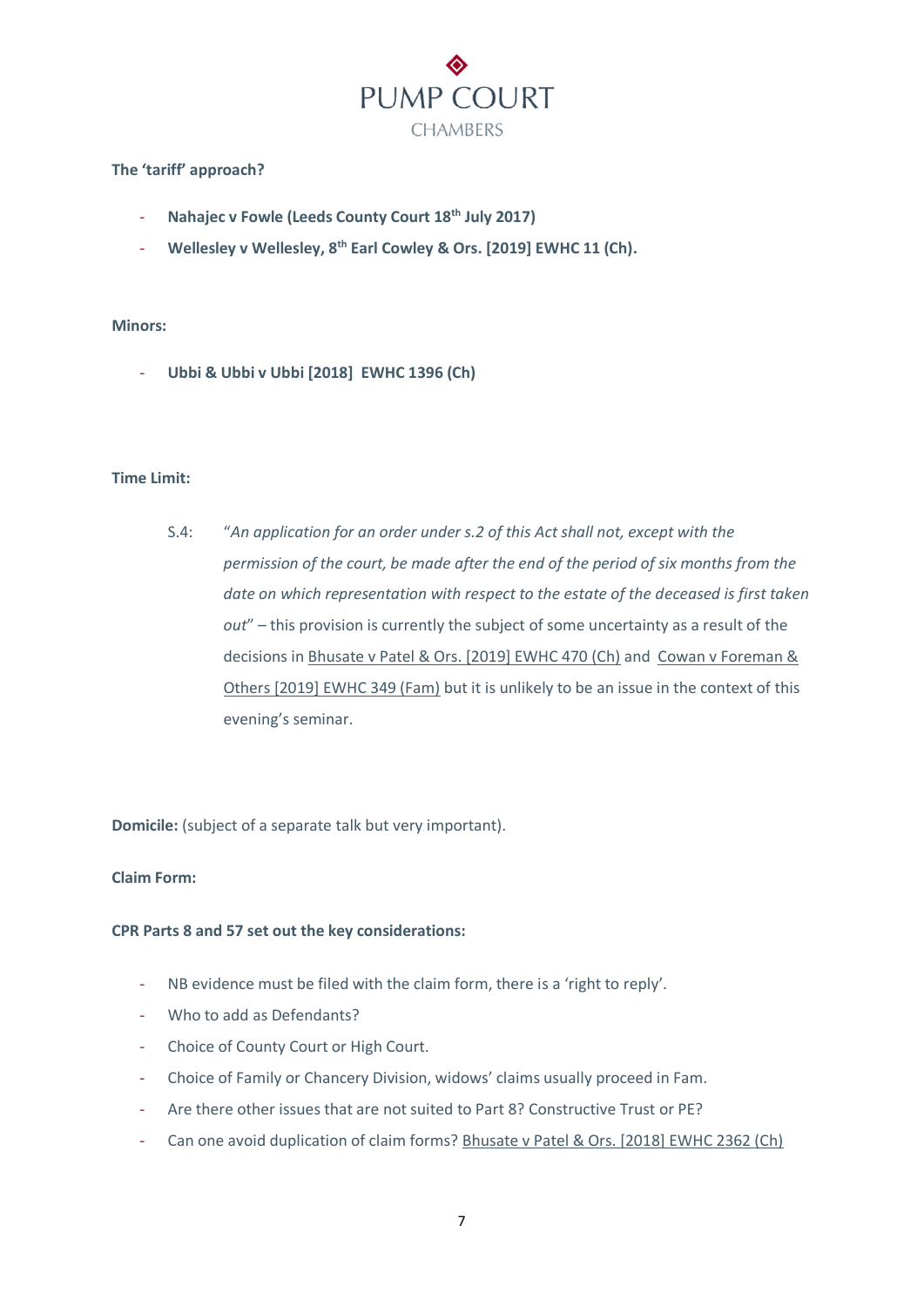**The 'tariff' approach?**

- **Nahajec v Fowle (Leeds County Court 18th July 2017)**
- **Wellesley v Wellesley, 8th Earl Cowley & Ors. [2019] EWHC 11 (Ch).**

**Minors:**

- **Ubbi & Ubbi v Ubbi [2018] EWHC 1396 (Ch)**

**Time Limit:**

S.4: "*An application for an order under s.2 of this Act shall not, except with the permission of the court, be made after the end of the period of six months from the date on which representation with respect to the estate of the deceased is first taken out*" – this provision is currently the subject of some uncertainty as a result of the decisions in Bhusate v Patel & Ors. [2019] EWHC 470 (Ch) and Cowan v Foreman & Others [2019] EWHC 349 (Fam) but it is unlikely to be an issue in the context of this evening's seminar.

**Domicile:** (subject of a separate talk but very important).

**Claim Form:**

**CPR Parts 8 and 57 set out the key considerations:**

- NB evidence must be filed with the claim form, there is a 'right to reply'.
- Who to add as Defendants?
- Choice of County Court or High Court.
- Choice of Family or Chancery Division, widows' claims usually proceed in Fam.
- Are there other issues that are not suited to Part 8? Constructive Trust or PE?
- Can one avoid duplication of claim forms? Bhusate v Patel & Ors. [2018] EWHC 2362 (Ch)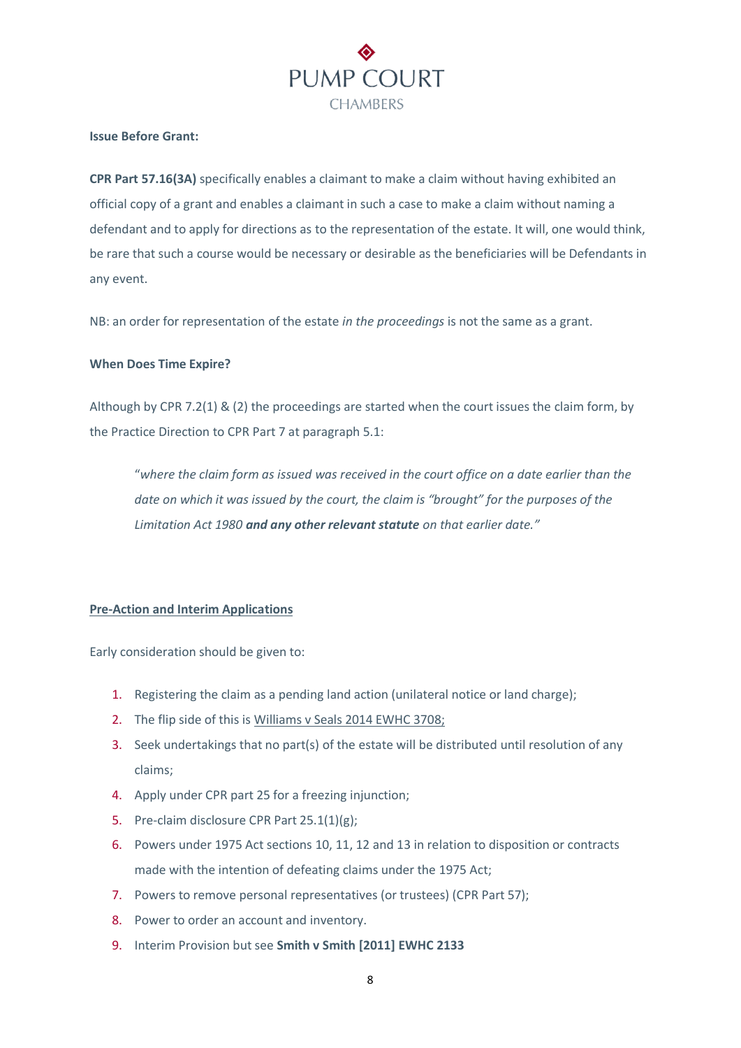**Issue Before Grant:**

**CPR Part 57.16(3A)** specifically enables a claimant to make a claim without having exhibited an official copy of a grant and enables a claimant in such a case to make a claim without naming a defendant and to apply for directions as to the representation of the estate. It will, one would think, be rare that such a course would be necessary or desirable as the beneficiaries will be Defendants in any event.

NB: an order for representation of the estate *in the proceedings* is not the same as a grant.

**When Does Time Expire?**

Although by CPR 7.2(1) & (2) the proceedings are started when the court issues the claim form, by the Practice Direction to CPR Part 7 at paragraph 5.1:

> *"where the claim form as issued was received in the court office on a date earlier than the date on which it was issued by the court, the claim is "brought" for the purposes of the Limitation Act 1980* ***and any other relevant statute*** *on that earlier date."*

**Pre-Action and Interim Applications**

Early consideration should be given to:

1. Registering the claim as a pending land action (unilateral notice or land charge);
2. The flip side of this is Williams v Seals 2014 EWHC 3708;
3. Seek undertakings that no part(s) of the estate will be distributed until resolution of any claims;
4. Apply under CPR part 25 for a freezing injunction;
5. Pre-claim disclosure CPR Part 25.1(1)(g);
6. Powers under 1975 Act sections 10, 11, 12 and 13 in relation to disposition or contracts made with the intention of defeating claims under the 1975 Act;
7. Powers to remove personal representatives (or trustees) (CPR Part 57);
8. Power to order an account and inventory.
9. Interim Provision but see **Smith v Smith [2011] EWHC 2133**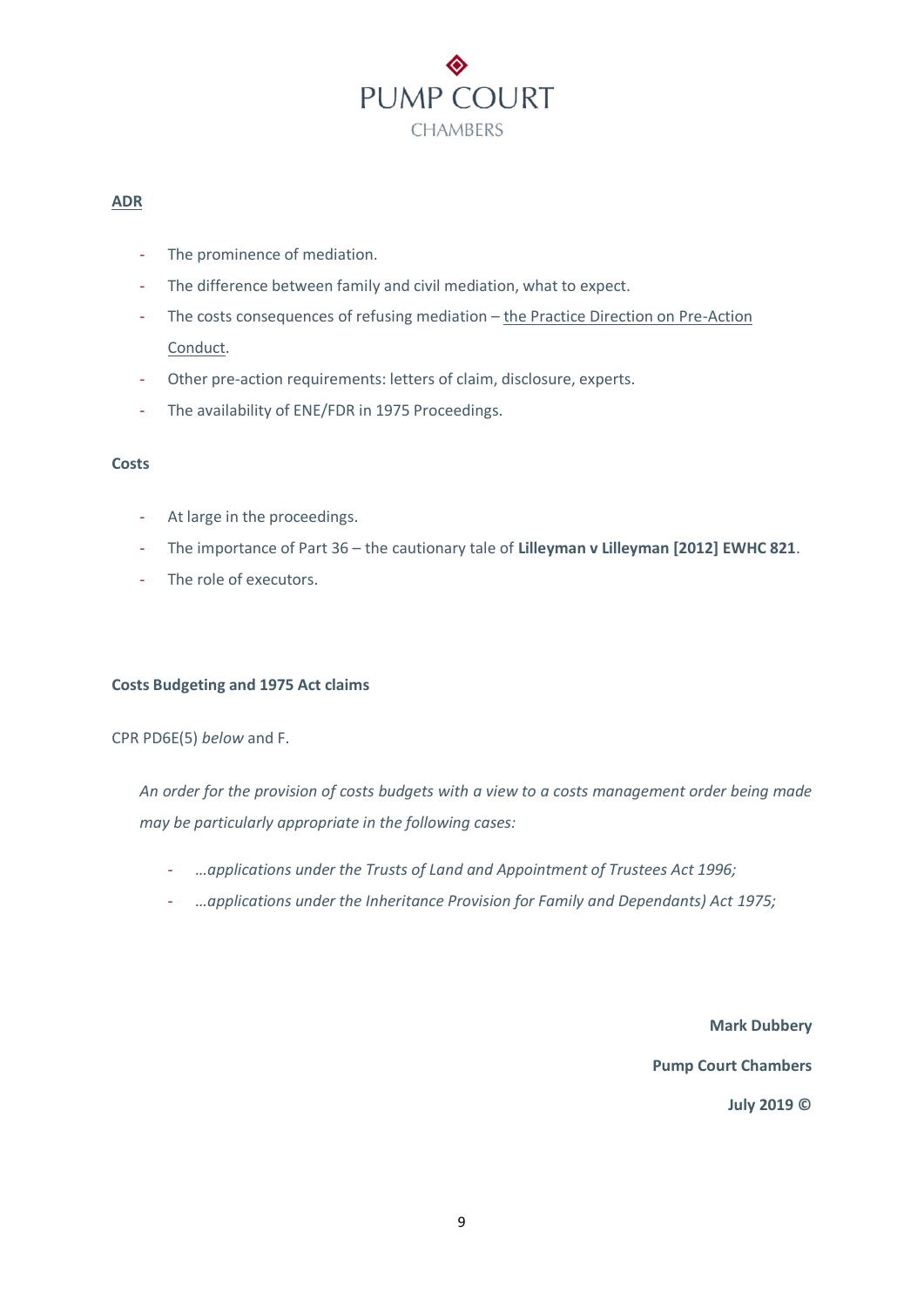**ADR**

- The prominence of mediation.
- The difference between family and civil mediation, what to expect.
- The costs consequences of refusing mediation – the Practice Direction on Pre-Action Conduct.
- Other pre-action requirements: letters of claim, disclosure, experts.
- The availability of ENE/FDR in 1975 Proceedings.

**Costs**

- At large in the proceedings.
- The importance of Part 36 – the cautionary tale of **Lilleyman v Lilleyman [2012] EWHC 821**.
- The role of executors.

**Costs Budgeting and 1975 Act claims**

CPR PD6E(5) *below* and F.

> *An order for the provision of costs budgets with a view to a costs management order being made may be particularly appropriate in the following cases:*
>
> - *…applications under the Trusts of Land and Appointment of Trustees Act 1996;*
> - *…applications under the Inheritance Provision for Family and Dependants) Act 1975;*

**Mark Dubbery**

**Pump Court Chambers**

**July 2019 ©**